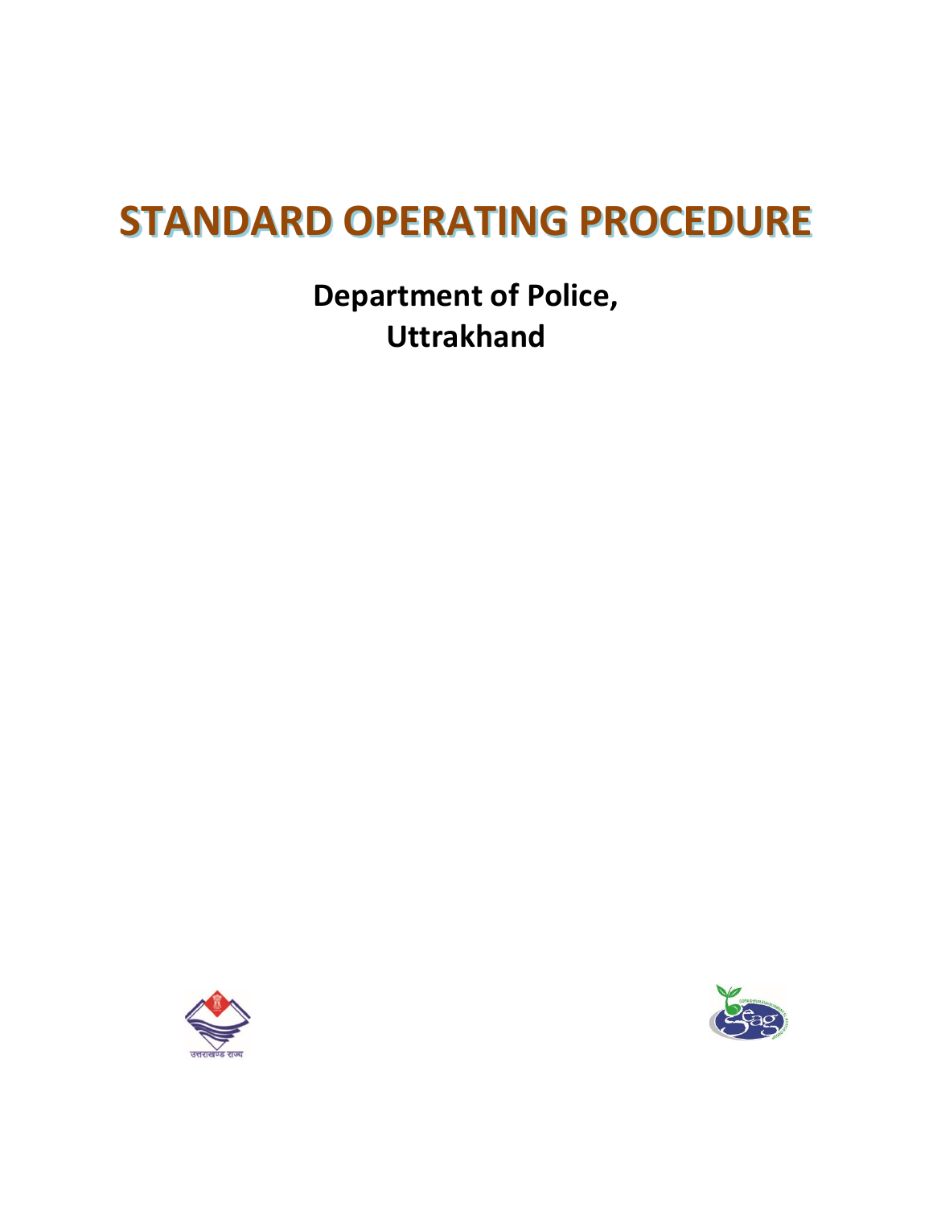# STANDARD OPERATING PROCEDURE

**Department of Police,**
**Uttrakhand**

उत्तराखण्ड राज्य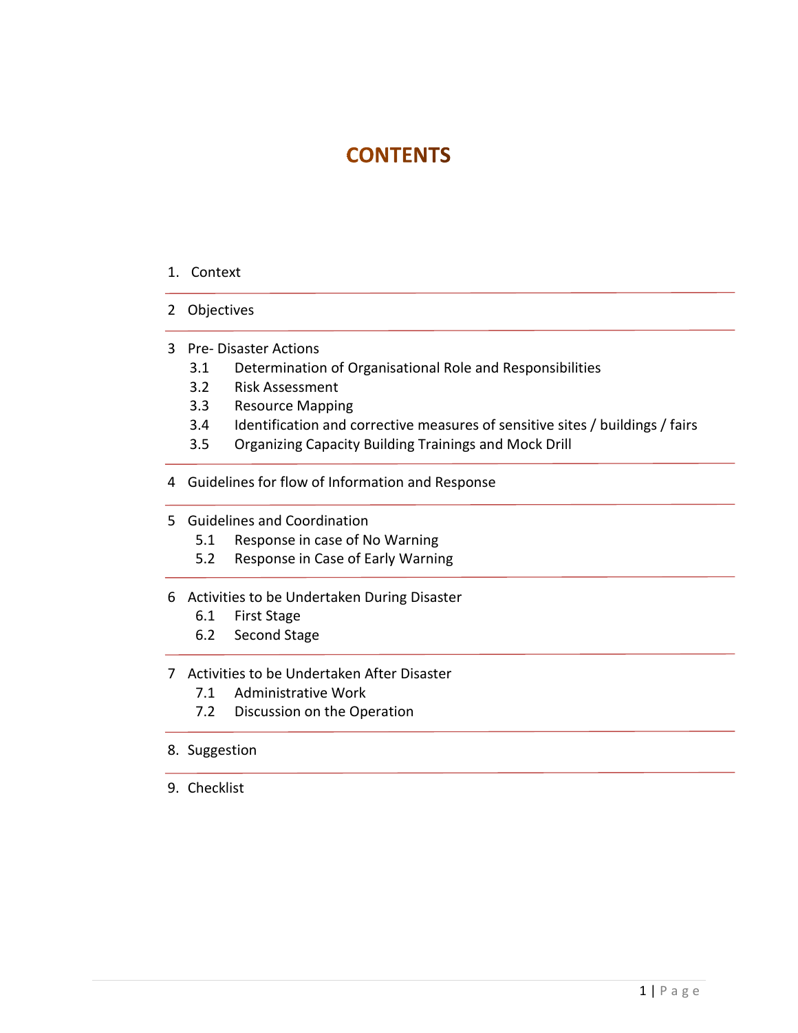# CONTENTS

1. Context

2 Objectives

3 Pre- Disaster Actions
   - 3.1 Determination of Organisational Role and Responsibilities
   - 3.2 Risk Assessment
   - 3.3 Resource Mapping
   - 3.4 Identification and corrective measures of sensitive sites / buildings / fairs
   - 3.5 Organizing Capacity Building Trainings and Mock Drill

4 Guidelines for flow of Information and Response

5 Guidelines and Coordination
   - 5.1 Response in case of No Warning
   - 5.2 Response in Case of Early Warning

6 Activities to be Undertaken During Disaster
   - 6.1 First Stage
   - 6.2 Second Stage

7 Activities to be Undertaken After Disaster
   - 7.1 Administrative Work
   - 7.2 Discussion on the Operation

8. Suggestion

9. Checklist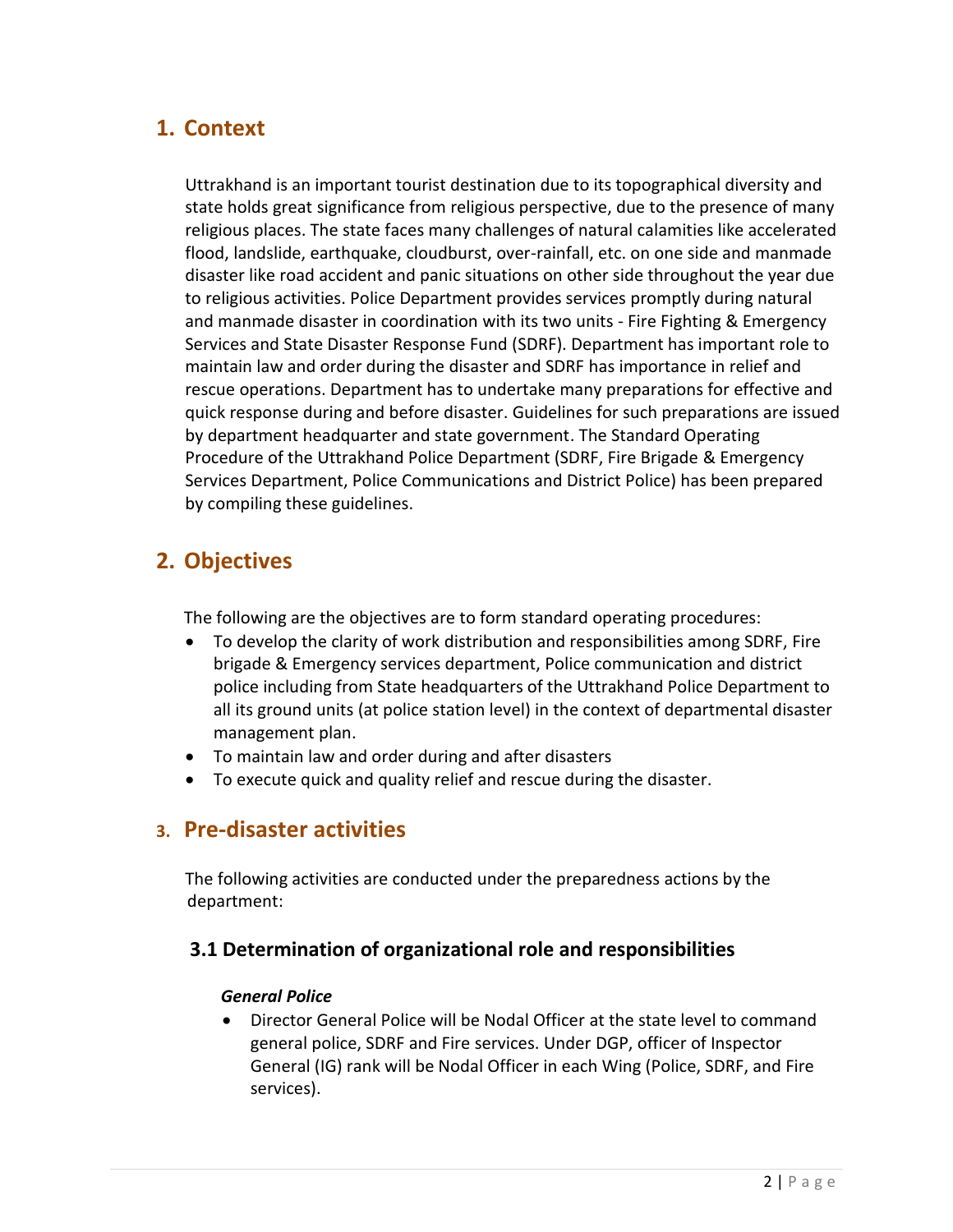## 1. Context

Uttrakhand is an important tourist destination due to its topographical diversity and state holds great significance from religious perspective, due to the presence of many religious places. The state faces many challenges of natural calamities like accelerated flood, landslide, earthquake, cloudburst, over-rainfall, etc. on one side and manmade disaster like road accident and panic situations on other side throughout the year due to religious activities. Police Department provides services promptly during natural and manmade disaster in coordination with its two units - Fire Fighting & Emergency Services and State Disaster Response Fund (SDRF). Department has important role to maintain law and order during the disaster and SDRF has importance in relief and rescue operations. Department has to undertake many preparations for effective and quick response during and before disaster. Guidelines for such preparations are issued by department headquarter and state government. The Standard Operating Procedure of the Uttrakhand Police Department (SDRF, Fire Brigade & Emergency Services Department, Police Communications and District Police) has been prepared by compiling these guidelines.

## 2. Objectives

The following are the objectives are to form standard operating procedures:

- To develop the clarity of work distribution and responsibilities among SDRF, Fire brigade & Emergency services department, Police communication and district police including from State headquarters of the Uttrakhand Police Department to all its ground units (at police station level) in the context of departmental disaster management plan.
- To maintain law and order during and after disasters
- To execute quick and quality relief and rescue during the disaster.

## 3. Pre-disaster activities

The following activities are conducted under the preparedness actions by the department:

### 3.1 Determination of organizational role and responsibilities

***General Police***

- Director General Police will be Nodal Officer at the state level to command general police, SDRF and Fire services. Under DGP, officer of Inspector General (IG) rank will be Nodal Officer in each Wing (Police, SDRF, and Fire services).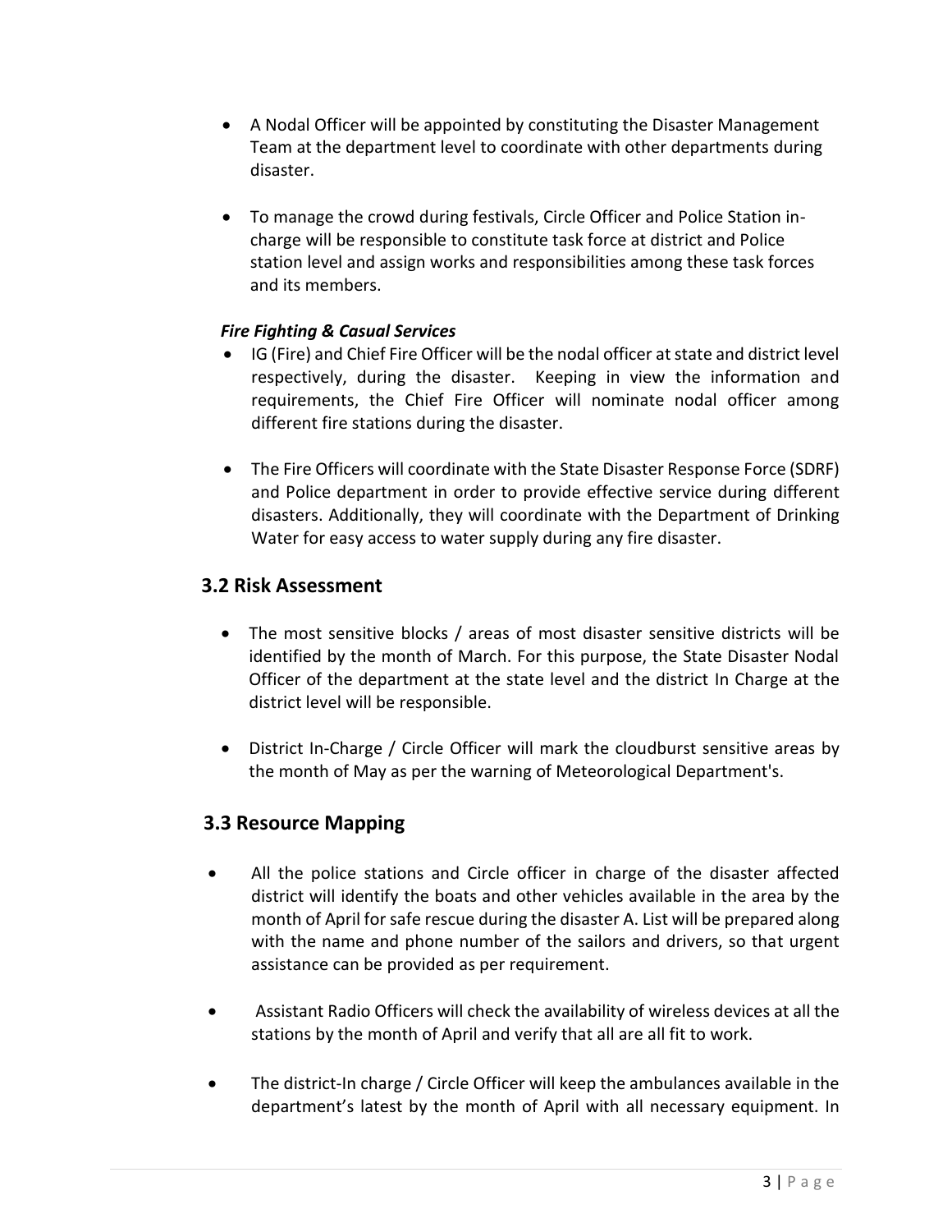- A Nodal Officer will be appointed by constituting the Disaster Management Team at the department level to coordinate with other departments during disaster.

- To manage the crowd during festivals, Circle Officer and Police Station in-charge will be responsible to constitute task force at district and Police station level and assign works and responsibilities among these task forces and its members.

***Fire Fighting & Casual Services***

- IG (Fire) and Chief Fire Officer will be the nodal officer at state and district level respectively, during the disaster. Keeping in view the information and requirements, the Chief Fire Officer will nominate nodal officer among different fire stations during the disaster.

- The Fire Officers will coordinate with the State Disaster Response Force (SDRF) and Police department in order to provide effective service during different disasters. Additionally, they will coordinate with the Department of Drinking Water for easy access to water supply during any fire disaster.

## 3.2 Risk Assessment

- The most sensitive blocks / areas of most disaster sensitive districts will be identified by the month of March. For this purpose, the State Disaster Nodal Officer of the department at the state level and the district In Charge at the district level will be responsible.

- District In-Charge / Circle Officer will mark the cloudburst sensitive areas by the month of May as per the warning of Meteorological Department's.

## 3.3 Resource Mapping

- All the police stations and Circle officer in charge of the disaster affected district will identify the boats and other vehicles available in the area by the month of April for safe rescue during the disaster A. List will be prepared along with the name and phone number of the sailors and drivers, so that urgent assistance can be provided as per requirement.

- Assistant Radio Officers will check the availability of wireless devices at all the stations by the month of April and verify that all are all fit to work.

- The district-In charge / Circle Officer will keep the ambulances available in the department's latest by the month of April with all necessary equipment. In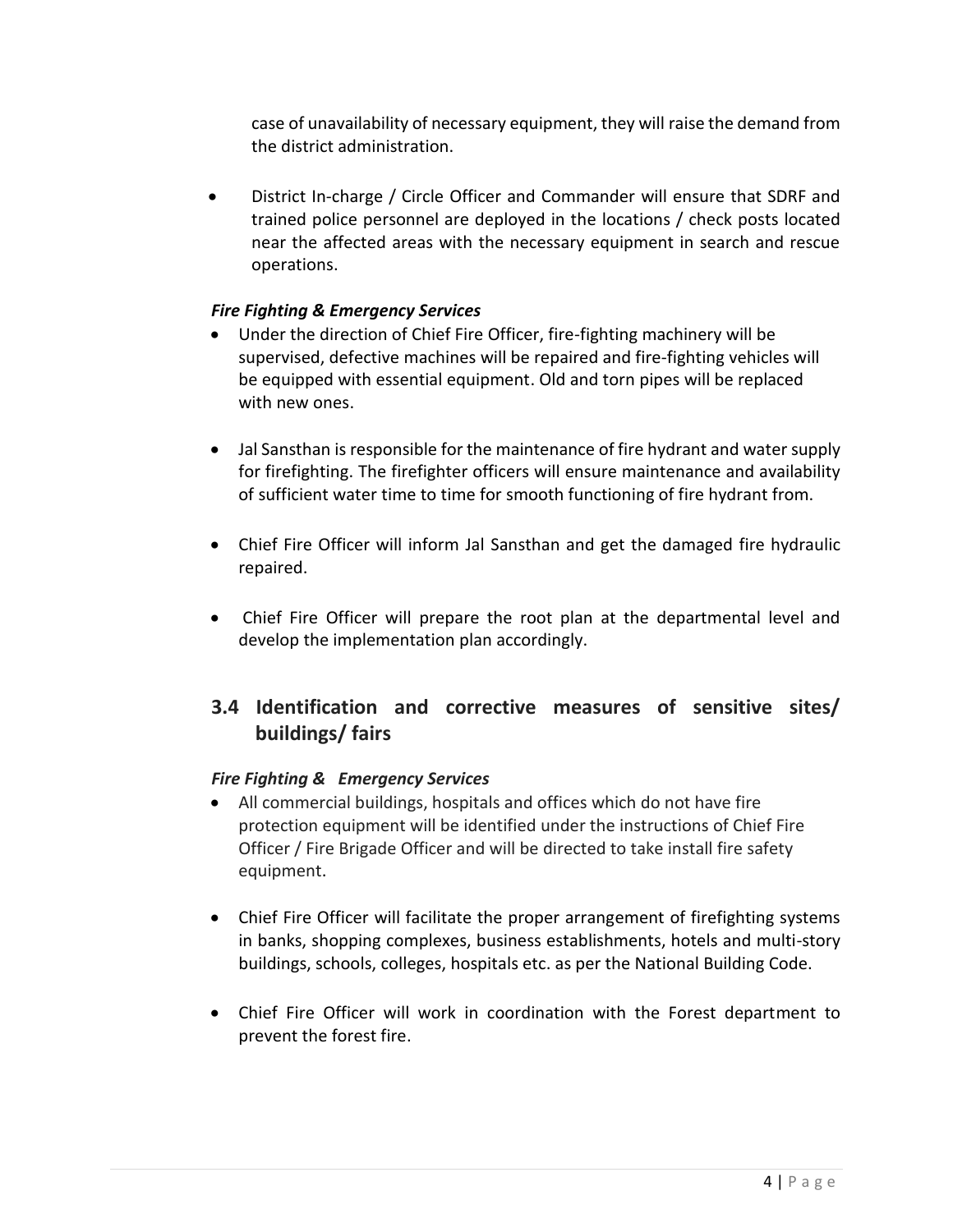case of unavailability of necessary equipment, they will raise the demand from the district administration.

- District In-charge / Circle Officer and Commander will ensure that SDRF and trained police personnel are deployed in the locations / check posts located near the affected areas with the necessary equipment in search and rescue operations.

***Fire Fighting & Emergency Services***

- Under the direction of Chief Fire Officer, fire-fighting machinery will be supervised, defective machines will be repaired and fire-fighting vehicles will be equipped with essential equipment. Old and torn pipes will be replaced with new ones.

- Jal Sansthan is responsible for the maintenance of fire hydrant and water supply for firefighting. The firefighter officers will ensure maintenance and availability of sufficient water time to time for smooth functioning of fire hydrant from.

- Chief Fire Officer will inform Jal Sansthan and get the damaged fire hydraulic repaired.

- Chief Fire Officer will prepare the root plan at the departmental level and develop the implementation plan accordingly.

## 3.4 Identification and corrective measures of sensitive sites/ buildings/ fairs

***Fire Fighting & Emergency Services***

- All commercial buildings, hospitals and offices which do not have fire protection equipment will be identified under the instructions of Chief Fire Officer / Fire Brigade Officer and will be directed to take install fire safety equipment.

- Chief Fire Officer will facilitate the proper arrangement of firefighting systems in banks, shopping complexes, business establishments, hotels and multi-story buildings, schools, colleges, hospitals etc. as per the National Building Code.

- Chief Fire Officer will work in coordination with the Forest department to prevent the forest fire.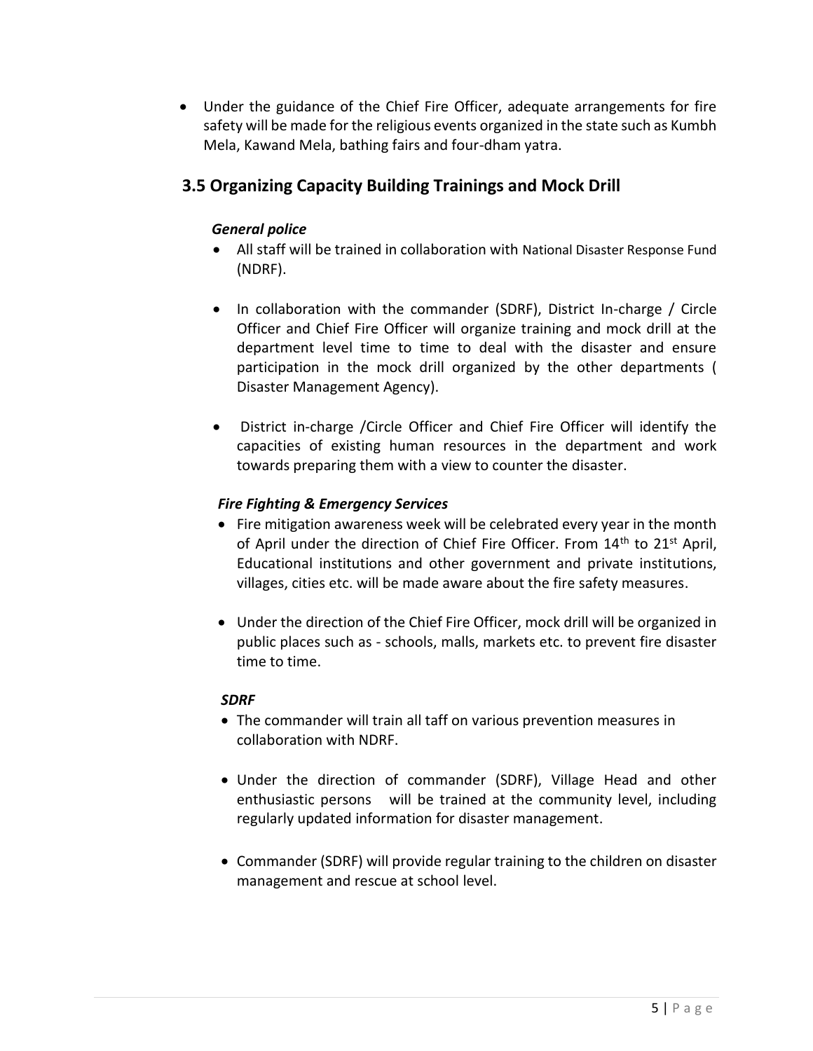- Under the guidance of the Chief Fire Officer, adequate arrangements for fire safety will be made for the religious events organized in the state such as Kumbh Mela, Kawand Mela, bathing fairs and four-dham yatra.

## 3.5 Organizing Capacity Building Trainings and Mock Drill

***General police***

- All staff will be trained in collaboration with National Disaster Response Fund (NDRF).
- In collaboration with the commander (SDRF), District In-charge / Circle Officer and Chief Fire Officer will organize training and mock drill at the department level time to time to deal with the disaster and ensure participation in the mock drill organized by the other departments ( Disaster Management Agency).
- District in-charge /Circle Officer and Chief Fire Officer will identify the capacities of existing human resources in the department and work towards preparing them with a view to counter the disaster.

***Fire Fighting & Emergency Services***

- Fire mitigation awareness week will be celebrated every year in the month of April under the direction of Chief Fire Officer. From 14th to 21st April, Educational institutions and other government and private institutions, villages, cities etc. will be made aware about the fire safety measures.
- Under the direction of the Chief Fire Officer, mock drill will be organized in public places such as - schools, malls, markets etc. to prevent fire disaster time to time.

***SDRF***

- The commander will train all taff on various prevention measures in collaboration with NDRF.
- Under the direction of commander (SDRF), Village Head and other enthusiastic persons will be trained at the community level, including regularly updated information for disaster management.
- Commander (SDRF) will provide regular training to the children on disaster management and rescue at school level.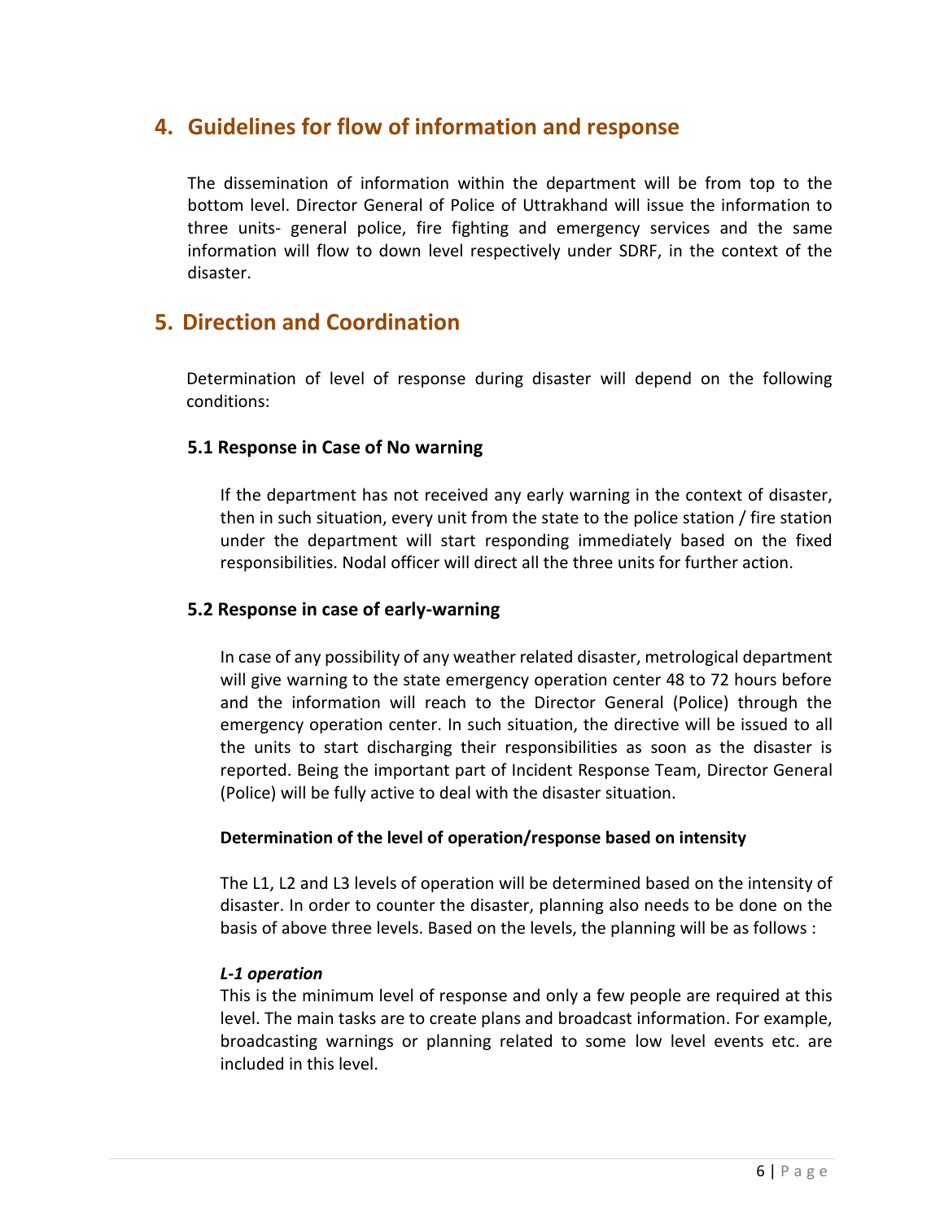## 4. Guidelines for flow of information and response

The dissemination of information within the department will be from top to the bottom level. Director General of Police of Uttrakhand will issue the information to three units- general police, fire fighting and emergency services and the same information will flow to down level respectively under SDRF, in the context of the disaster.

## 5. Direction and Coordination

Determination of level of response during disaster will depend on the following conditions:

### 5.1 Response in Case of No warning

If the department has not received any early warning in the context of disaster, then in such situation, every unit from the state to the police station / fire station under the department will start responding immediately based on the fixed responsibilities. Nodal officer will direct all the three units for further action.

### 5.2 Response in case of early-warning

In case of any possibility of any weather related disaster, metrological department will give warning to the state emergency operation center 48 to 72 hours before and the information will reach to the Director General (Police) through the emergency operation center. In such situation, the directive will be issued to all the units to start discharging their responsibilities as soon as the disaster is reported. Being the important part of Incident Response Team, Director General (Police) will be fully active to deal with the disaster situation.

**Determination of the level of operation/response based on intensity**

The L1, L2 and L3 levels of operation will be determined based on the intensity of disaster. In order to counter the disaster, planning also needs to be done on the basis of above three levels. Based on the levels, the planning will be as follows :

***L-1 operation***

This is the minimum level of response and only a few people are required at this level. The main tasks are to create plans and broadcast information. For example, broadcasting warnings or planning related to some low level events etc. are included in this level.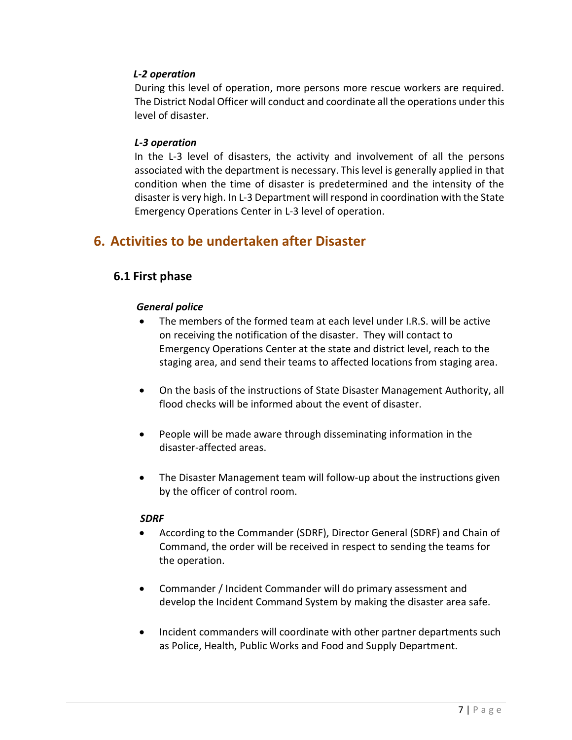***L-2 operation***

During this level of operation, more persons more rescue workers are required. The District Nodal Officer will conduct and coordinate all the operations under this level of disaster.

***L-3 operation***

In the L-3 level of disasters, the activity and involvement of all the persons associated with the department is necessary. This level is generally applied in that condition when the time of disaster is predetermined and the intensity of the disaster is very high. In L-3 Department will respond in coordination with the State Emergency Operations Center in L-3 level of operation.

# 6. Activities to be undertaken after Disaster

## 6.1 First phase

***General police***

- The members of the formed team at each level under I.R.S. will be active on receiving the notification of the disaster. They will contact to Emergency Operations Center at the state and district level, reach to the staging area, and send their teams to affected locations from staging area.
- On the basis of the instructions of State Disaster Management Authority, all flood checks will be informed about the event of disaster.
- People will be made aware through disseminating information in the disaster-affected areas.
- The Disaster Management team will follow-up about the instructions given by the officer of control room.

***SDRF***

- According to the Commander (SDRF), Director General (SDRF) and Chain of Command, the order will be received in respect to sending the teams for the operation.
- Commander / Incident Commander will do primary assessment and develop the Incident Command System by making the disaster area safe.
- Incident commanders will coordinate with other partner departments such as Police, Health, Public Works and Food and Supply Department.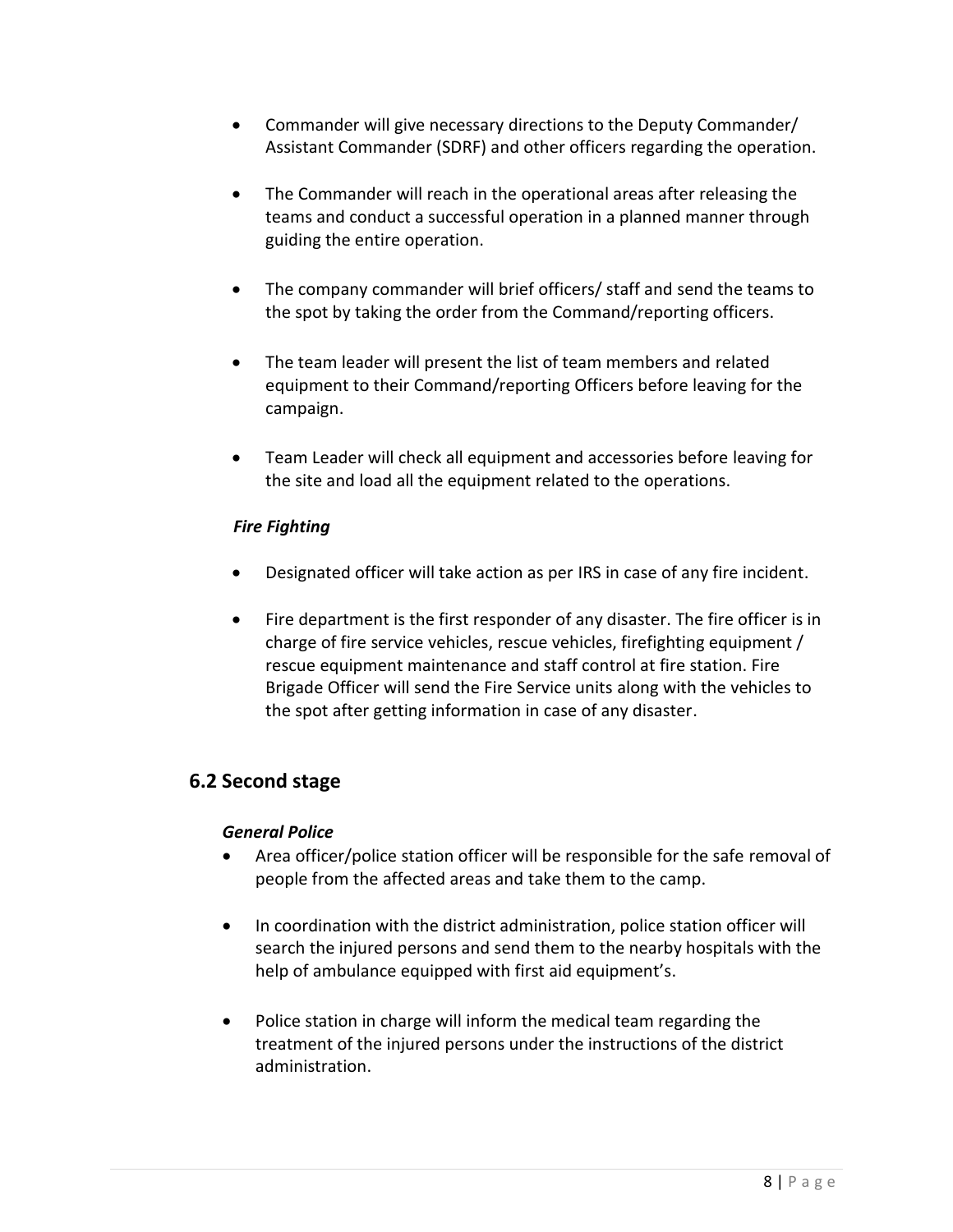- Commander will give necessary directions to the Deputy Commander/ Assistant Commander (SDRF) and other officers regarding the operation.

- The Commander will reach in the operational areas after releasing the teams and conduct a successful operation in a planned manner through guiding the entire operation.

- The company commander will brief officers/ staff and send the teams to the spot by taking the order from the Command/reporting officers.

- The team leader will present the list of team members and related equipment to their Command/reporting Officers before leaving for the campaign.

- Team Leader will check all equipment and accessories before leaving for the site and load all the equipment related to the operations.

***Fire Fighting***

- Designated officer will take action as per IRS in case of any fire incident.

- Fire department is the first responder of any disaster. The fire officer is in charge of fire service vehicles, rescue vehicles, firefighting equipment / rescue equipment maintenance and staff control at fire station. Fire Brigade Officer will send the Fire Service units along with the vehicles to the spot after getting information in case of any disaster.

## 6.2 Second stage

***General Police***

- Area officer/police station officer will be responsible for the safe removal of people from the affected areas and take them to the camp.

- In coordination with the district administration, police station officer will search the injured persons and send them to the nearby hospitals with the help of ambulance equipped with first aid equipment's.

- Police station in charge will inform the medical team regarding the treatment of the injured persons under the instructions of the district administration.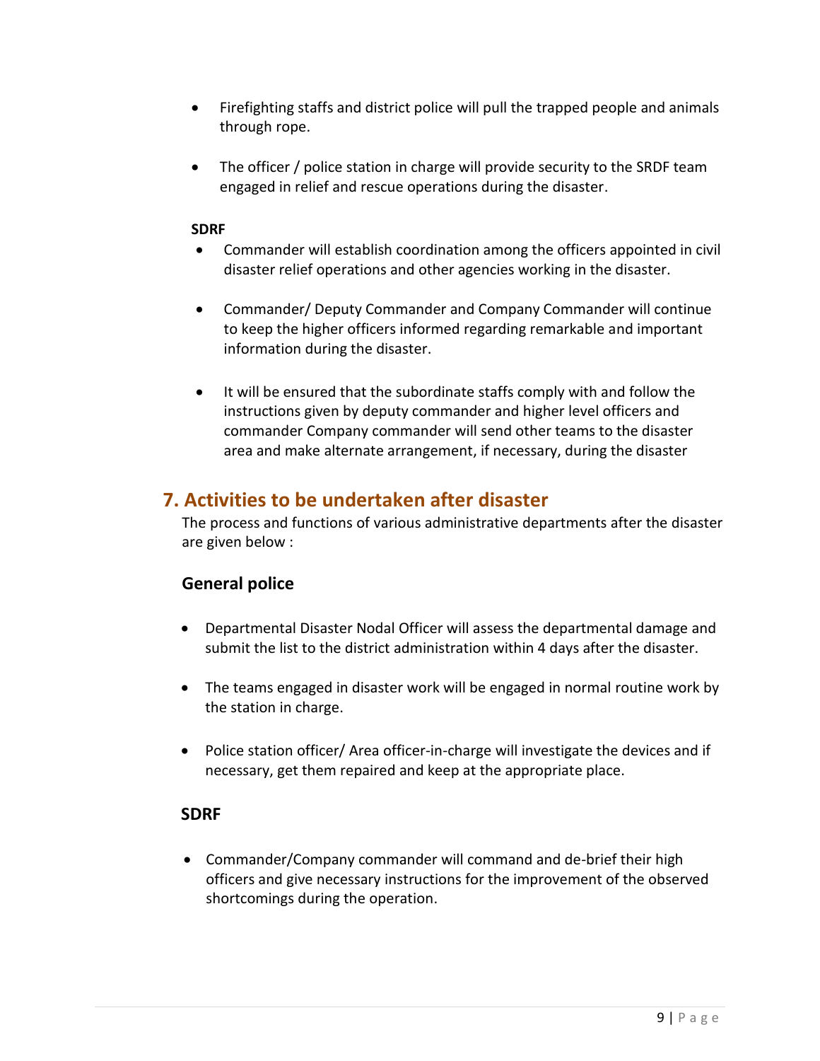- Firefighting staffs and district police will pull the trapped people and animals through rope.
- The officer / police station in charge will provide security to the SRDF team engaged in relief and rescue operations during the disaster.

**SDRF**

- Commander will establish coordination among the officers appointed in civil disaster relief operations and other agencies working in the disaster.
- Commander/ Deputy Commander and Company Commander will continue to keep the higher officers informed regarding remarkable and important information during the disaster.
- It will be ensured that the subordinate staffs comply with and follow the instructions given by deputy commander and higher level officers and commander Company commander will send other teams to the disaster area and make alternate arrangement, if necessary, during the disaster

## 7. Activities to be undertaken after disaster

The process and functions of various administrative departments after the disaster are given below :

### General police

- Departmental Disaster Nodal Officer will assess the departmental damage and submit the list to the district administration within 4 days after the disaster.
- The teams engaged in disaster work will be engaged in normal routine work by the station in charge.
- Police station officer/ Area officer-in-charge will investigate the devices and if necessary, get them repaired and keep at the appropriate place.

### SDRF

- Commander/Company commander will command and de-brief their high officers and give necessary instructions for the improvement of the observed shortcomings during the operation.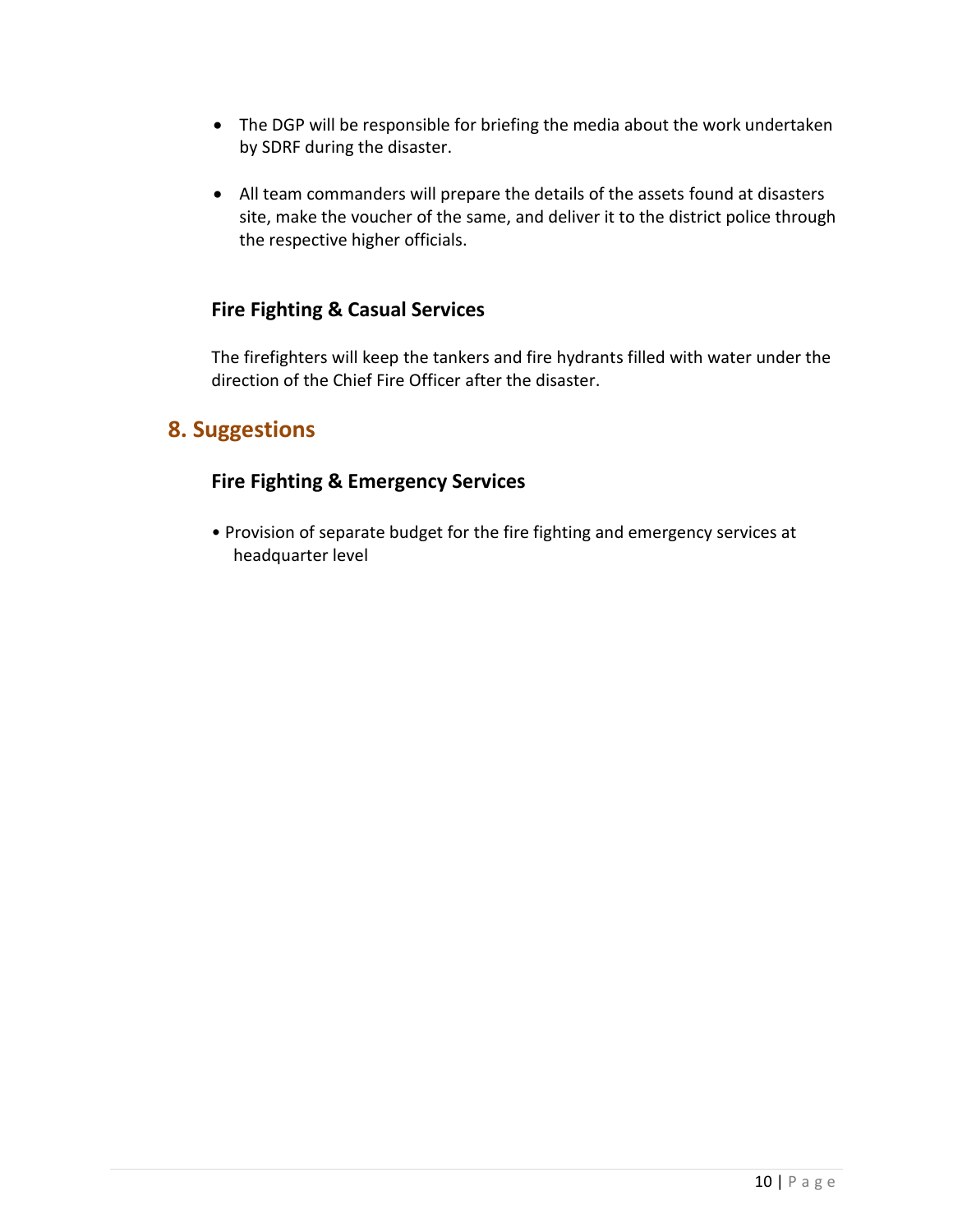- The DGP will be responsible for briefing the media about the work undertaken by SDRF during the disaster.
- All team commanders will prepare the details of the assets found at disasters site, make the voucher of the same, and deliver it to the district police through the respective higher officials.

### Fire Fighting & Casual Services

The firefighters will keep the tankers and fire hydrants filled with water under the direction of the Chief Fire Officer after the disaster.

## 8. Suggestions

### Fire Fighting & Emergency Services

- Provision of separate budget for the fire fighting and emergency services at headquarter level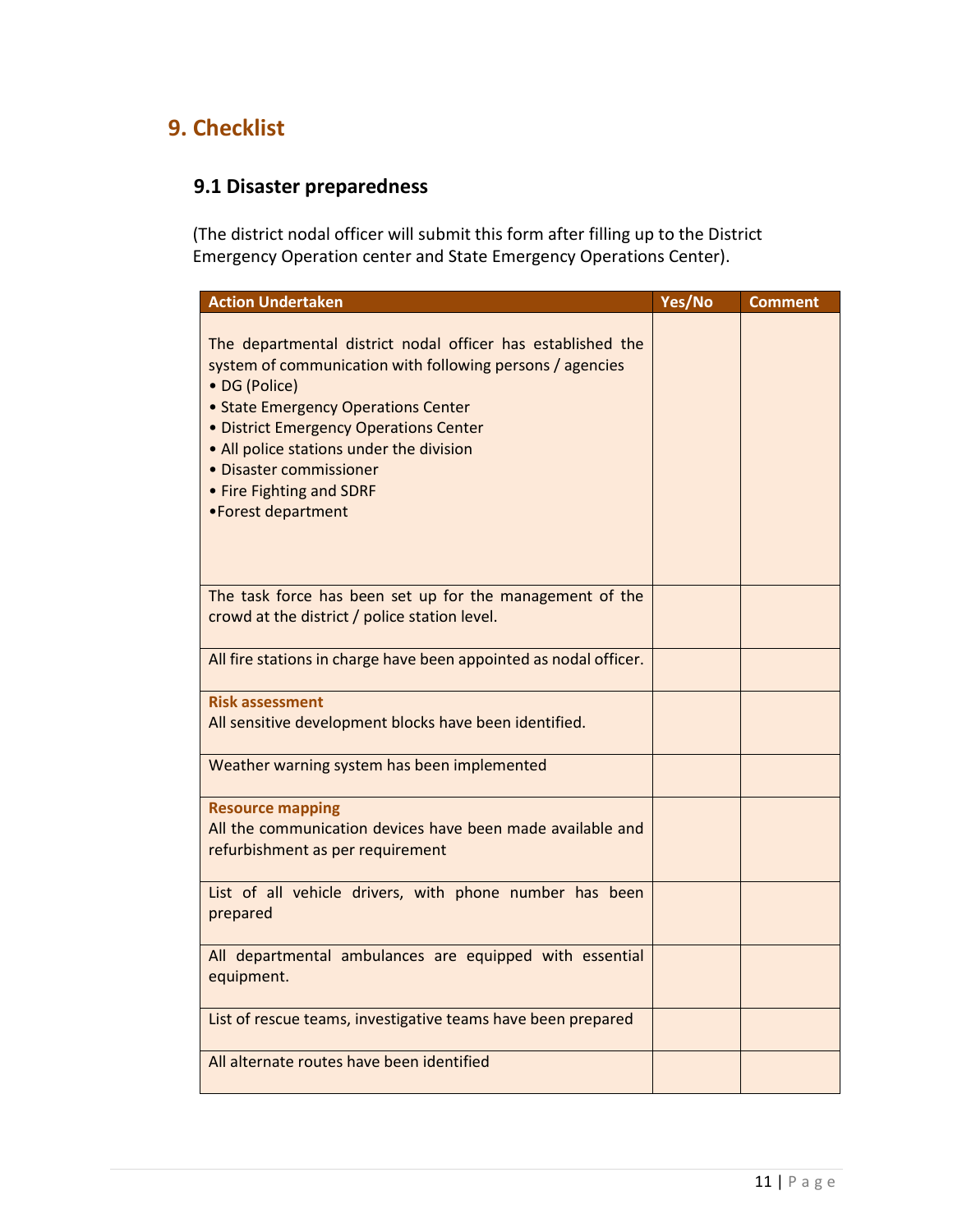# 9. Checklist

## 9.1 Disaster preparedness

(The district nodal officer will submit this form after filling up to the District Emergency Operation center and State Emergency Operations Center).

| Action Undertaken | Yes/No | Comment |
|---|---|---|
| The departmental district nodal officer has established the system of communication with following persons / agencies<br>• DG (Police)<br>• State Emergency Operations Center<br>• District Emergency Operations Center<br>• All police stations under the division<br>• Disaster commissioner<br>• Fire Fighting and SDRF<br>•Forest department | | |
| The task force has been set up for the management of the crowd at the district / police station level. | | |
| All fire stations in charge have been appointed as nodal officer. | | |
| **Risk assessment**<br>All sensitive development blocks have been identified. | | |
| Weather warning system has been implemented | | |
| **Resource mapping**<br>All the communication devices have been made available and refurbishment as per requirement | | |
| List of all vehicle drivers, with phone number has been prepared | | |
| All departmental ambulances are equipped with essential equipment. | | |
| List of rescue teams, investigative teams have been prepared | | |
| All alternate routes have been identified | | |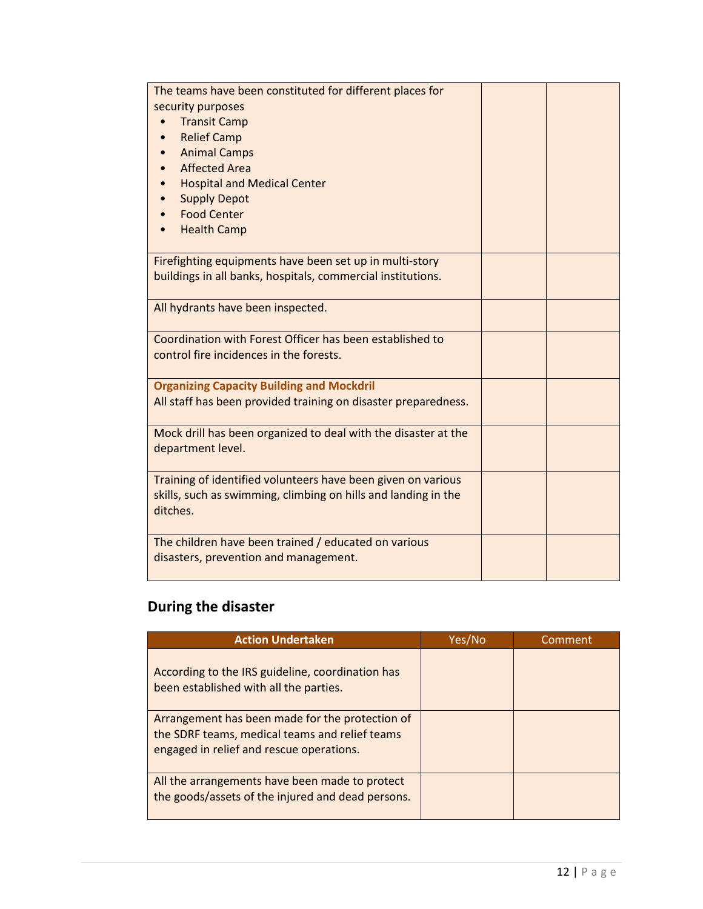| | | |
|---|---|---|
| The teams have been constituted for different places for security purposes<br>• Transit Camp<br>• Relief Camp<br>• Animal Camps<br>• Affected Area<br>• Hospital and Medical Center<br>• Supply Depot<br>• Food Center<br>• Health Camp | | |
| Firefighting equipments have been set up in multi-story buildings in all banks, hospitals, commercial institutions. | | |
| All hydrants have been inspected. | | |
| Coordination with Forest Officer has been established to control fire incidences in the forests. | | |
| **Organizing Capacity Building and Mockdril**<br>All staff has been provided training on disaster preparedness. | | |
| Mock drill has been organized to deal with the disaster at the department level. | | |
| Training of identified volunteers have been given on various skills, such as swimming, climbing on hills and landing in the ditches. | | |
| The children have been trained / educated on various disasters, prevention and management. | | |

## During the disaster

| Action Undertaken | Yes/No | Comment |
|---|---|---|
| According to the IRS guideline, coordination has been established with all the parties. | | |
| Arrangement has been made for the protection of the SDRF teams, medical teams and relief teams engaged in relief and rescue operations. | | |
| All the arrangements have been made to protect the goods/assets of the injured and dead persons. | | |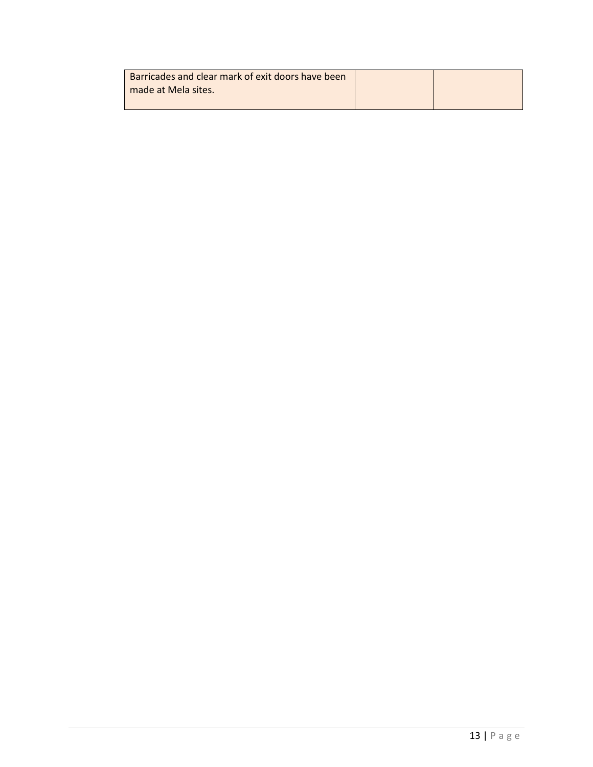| | | |
|---|---|---|
| Barricades and clear mark of exit doors have been made at Mela sites. | | |